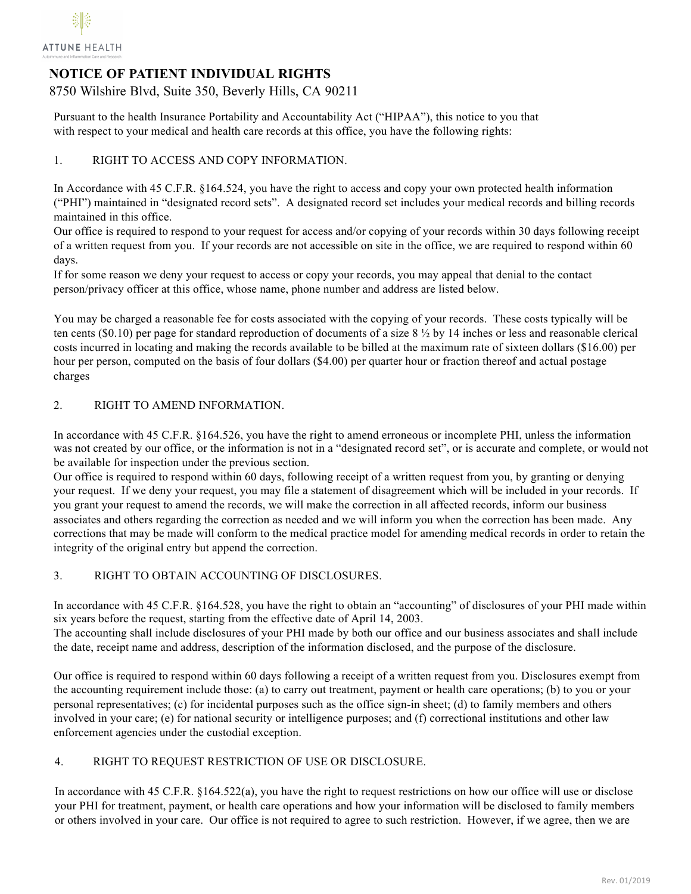ATTUNE HEALTH

Autoimmune and Inflammation Care and Research

# NOTICE OF PATIENT INDIVIDUAL RIGHTS

8750 Wilshire Blvd, Suite 350, Beverly Hills, CA 90211

Pursuant to the health Insurance Portability and Accountability Act ("HIPAA"), this notice to you that with respect to your medical and health care records at this office, you have the following rights:

## 1. RIGHT TO ACCESS AND COPY INFORMATION.

In Accordance with 45 C.F.R. §164.524, you have the right to access and copy your own protected health information ("PHI") maintained in "designated record sets". A designated record set includes your medical records and billing records maintained in this office.

Our office is required to respond to your request for access and/or copying of your records within 30 days following receipt of a written request from you. If your records are not accessible on site in the office, we are required to respond within 60 days.

If for some reason we deny your request to access or copy your records, you may appeal that denial to the contact person/privacy officer at this office, whose name, phone number and address are listed below.

You may be charged a reasonable fee for costs associated with the copying of your records. These costs typically will be ten cents ($0.10) per page for standard reproduction of documents of a size 8 ½ by 14 inches or less and reasonable clerical costs incurred in locating and making the records available to be billed at the maximum rate of sixteen dollars ($16.00) per hour per person, computed on the basis of four dollars ($4.00) per quarter hour or fraction thereof and actual postage charges

## 2. RIGHT TO AMEND INFORMATION.

In accordance with 45 C.F.R. §164.526, you have the right to amend erroneous or incomplete PHI, unless the information was not created by our office, or the information is not in a "designated record set", or is accurate and complete, or would not be available for inspection under the previous section.

Our office is required to respond within 60 days, following receipt of a written request from you, by granting or denying your request. If we deny your request, you may file a statement of disagreement which will be included in your records. If you grant your request to amend the records, we will make the correction in all affected records, inform our business associates and others regarding the correction as needed and we will inform you when the correction has been made. Any corrections that may be made will conform to the medical practice model for amending medical records in order to retain the integrity of the original entry but append the correction.

## 3. RIGHT TO OBTAIN ACCOUNTING OF DISCLOSURES.

In accordance with 45 C.F.R. §164.528, you have the right to obtain an "accounting" of disclosures of your PHI made within six years before the request, starting from the effective date of April 14, 2003.

The accounting shall include disclosures of your PHI made by both our office and our business associates and shall include the date, receipt name and address, description of the information disclosed, and the purpose of the disclosure.

Our office is required to respond within 60 days following a receipt of a written request from you. Disclosures exempt from the accounting requirement include those: (a) to carry out treatment, payment or health care operations; (b) to you or your personal representatives; (c) for incidental purposes such as the office sign-in sheet; (d) to family members and others involved in your care; (e) for national security or intelligence purposes; and (f) correctional institutions and other law enforcement agencies under the custodial exception.

## 4. RIGHT TO REQUEST RESTRICTION OF USE OR DISCLOSURE.

In accordance with 45 C.F.R. §164.522(a), you have the right to request restrictions on how our office will use or disclose your PHI for treatment, payment, or health care operations and how your information will be disclosed to family members or others involved in your care. Our office is not required to agree to such restriction. However, if we agree, then we are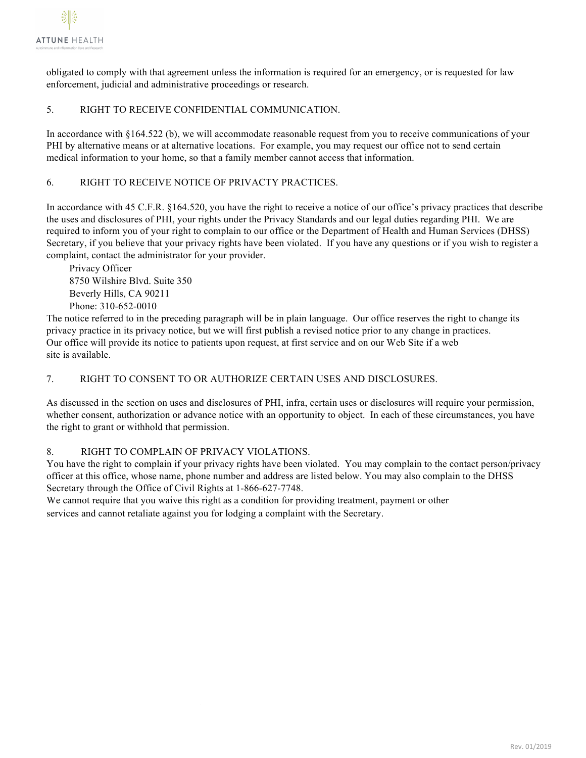obligated to comply with that agreement unless the information is required for an emergency, or is requested for law enforcement, judicial and administrative proceedings or research.

5. RIGHT TO RECEIVE CONFIDENTIAL COMMUNICATION.

In accordance with §164.522 (b), we will accommodate reasonable request from you to receive communications of your PHI by alternative means or at alternative locations. For example, you may request our office not to send certain medical information to your home, so that a family member cannot access that information.

6. RIGHT TO RECEIVE NOTICE OF PRIVACTY PRACTICES.

In accordance with 45 C.F.R. §164.520, you have the right to receive a notice of our office's privacy practices that describe the uses and disclosures of PHI, your rights under the Privacy Standards and our legal duties regarding PHI. We are required to inform you of your right to complain to our office or the Department of Health and Human Services (DHSS) Secretary, if you believe that your privacy rights have been violated. If you have any questions or if you wish to register a complaint, contact the administrator for your provider.

Privacy Officer
8750 Wilshire Blvd. Suite 350
Beverly Hills, CA 90211
Phone: 310-652-0010

The notice referred to in the preceding paragraph will be in plain language. Our office reserves the right to change its privacy practice in its privacy notice, but we will first publish a revised notice prior to any change in practices. Our office will provide its notice to patients upon request, at first service and on our Web Site if a web site is available.

7. RIGHT TO CONSENT TO OR AUTHORIZE CERTAIN USES AND DISCLOSURES.

As discussed in the section on uses and disclosures of PHI, infra, certain uses or disclosures will require your permission, whether consent, authorization or advance notice with an opportunity to object. In each of these circumstances, you have the right to grant or withhold that permission.

8. RIGHT TO COMPLAIN OF PRIVACY VIOLATIONS.

You have the right to complain if your privacy rights have been violated. You may complain to the contact person/privacy officer at this office, whose name, phone number and address are listed below. You may also complain to the DHSS Secretary through the Office of Civil Rights at 1-866-627-7748.

We cannot require that you waive this right as a condition for providing treatment, payment or other services and cannot retaliate against you for lodging a complaint with the Secretary.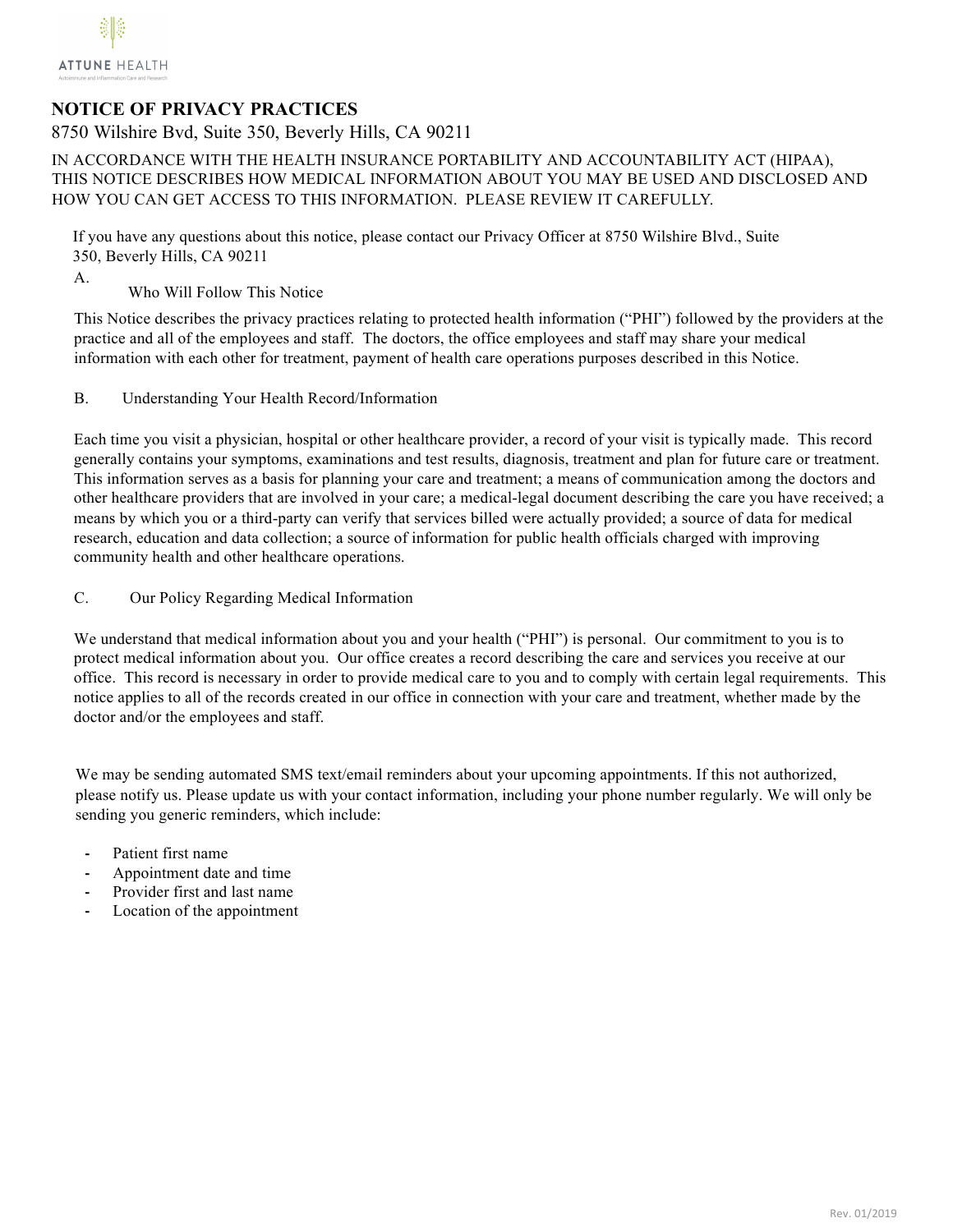ATTUNE HEALTH

Autoimmune and Inflammation Care and Research

# NOTICE OF PRIVACY PRACTICES

8750 Wilshire Bvd, Suite 350, Beverly Hills, CA 90211

IN ACCORDANCE WITH THE HEALTH INSURANCE PORTABILITY AND ACCOUNTABILITY ACT (HIPAA), THIS NOTICE DESCRIBES HOW MEDICAL INFORMATION ABOUT YOU MAY BE USED AND DISCLOSED AND HOW YOU CAN GET ACCESS TO THIS INFORMATION. PLEASE REVIEW IT CAREFULLY.

If you have any questions about this notice, please contact our Privacy Officer at 8750 Wilshire Blvd., Suite 350, Beverly Hills, CA 90211

## A. Who Will Follow This Notice

This Notice describes the privacy practices relating to protected health information ("PHI") followed by the providers at the practice and all of the employees and staff. The doctors, the office employees and staff may share your medical information with each other for treatment, payment of health care operations purposes described in this Notice.

## B. Understanding Your Health Record/Information

Each time you visit a physician, hospital or other healthcare provider, a record of your visit is typically made. This record generally contains your symptoms, examinations and test results, diagnosis, treatment and plan for future care or treatment. This information serves as a basis for planning your care and treatment; a means of communication among the doctors and other healthcare providers that are involved in your care; a medical-legal document describing the care you have received; a means by which you or a third-party can verify that services billed were actually provided; a source of data for medical research, education and data collection; a source of information for public health officials charged with improving community health and other healthcare operations.

## C. Our Policy Regarding Medical Information

We understand that medical information about you and your health ("PHI") is personal. Our commitment to you is to protect medical information about you. Our office creates a record describing the care and services you receive at our office. This record is necessary in order to provide medical care to you and to comply with certain legal requirements. This notice applies to all of the records created in our office in connection with your care and treatment, whether made by the doctor and/or the employees and staff.

We may be sending automated SMS text/email reminders about your upcoming appointments. If this not authorized, please notify us. Please update us with your contact information, including your phone number regularly. We will only be sending you generic reminders, which include:

- Patient first name
- Appointment date and time
- Provider first and last name
- Location of the appointment

Rev. 01/2019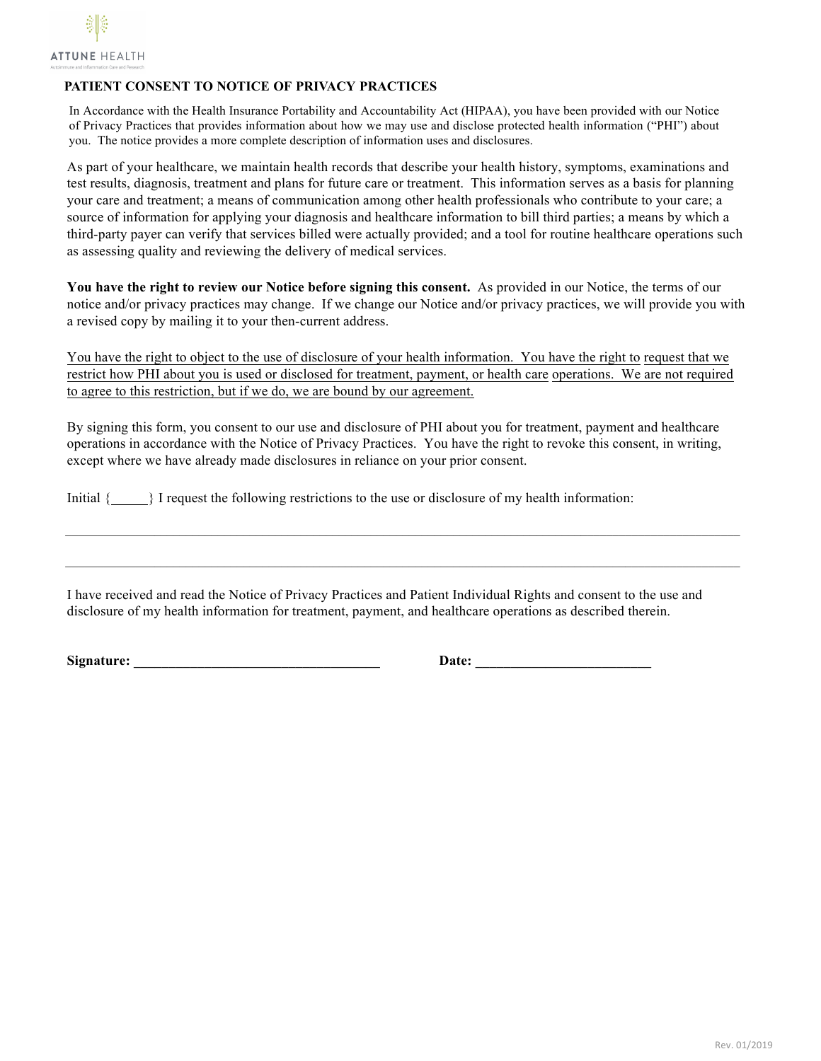ATTUNE HEALTH

Autoimmune and Inflammation Care and Research

## PATIENT CONSENT TO NOTICE OF PRIVACY PRACTICES

In Accordance with the Health Insurance Portability and Accountability Act (HIPAA), you have been provided with our Notice of Privacy Practices that provides information about how we may use and disclose protected health information ("PHI") about you. The notice provides a more complete description of information uses and disclosures.

As part of your healthcare, we maintain health records that describe your health history, symptoms, examinations and test results, diagnosis, treatment and plans for future care or treatment. This information serves as a basis for planning your care and treatment; a means of communication among other health professionals who contribute to your care; a source of information for applying your diagnosis and healthcare information to bill third parties; a means by which a third-party payer can verify that services billed were actually provided; and a tool for routine healthcare operations such as assessing quality and reviewing the delivery of medical services.

**You have the right to review our Notice before signing this consent.** As provided in our Notice, the terms of our notice and/or privacy practices may change. If we change our Notice and/or privacy practices, we will provide you with a revised copy by mailing it to your then-current address.

<u>You have the right to object to the use of disclosure of your health information. You have the right to request that we restrict how PHI about you is used or disclosed for treatment, payment, or health care operations. We are not required to agree to this restriction, but if we do, we are bound by our agreement.</u>

By signing this form, you consent to our use and disclosure of PHI about you for treatment, payment and healthcare operations in accordance with the Notice of Privacy Practices. You have the right to revoke this consent, in writing, except where we have already made disclosures in reliance on your prior consent.

Initial {\_\_\_\_\_} I request the following restrictions to the use or disclosure of my health information:

\_\_\_\_\_\_\_\_\_\_\_\_\_\_\_\_\_\_\_\_\_\_\_\_\_\_\_\_\_\_\_\_\_\_\_\_\_\_\_\_\_\_\_\_\_\_\_\_\_\_\_\_\_\_\_\_\_\_\_\_\_\_\_\_\_\_\_\_\_\_\_\_\_\_\_\_\_\_

\_\_\_\_\_\_\_\_\_\_\_\_\_\_\_\_\_\_\_\_\_\_\_\_\_\_\_\_\_\_\_\_\_\_\_\_\_\_\_\_\_\_\_\_\_\_\_\_\_\_\_\_\_\_\_\_\_\_\_\_\_\_\_\_\_\_\_\_\_\_\_\_\_\_\_\_\_\_

I have received and read the Notice of Privacy Practices and Patient Individual Rights and consent to the use and disclosure of my health information for treatment, payment, and healthcare operations as described therein.

**Signature: \_\_\_\_\_\_\_\_\_\_\_\_\_\_\_\_\_\_\_\_\_\_\_\_\_\_\_\_\_\_\_\_\_\_\_** **Date: \_\_\_\_\_\_\_\_\_\_\_\_\_\_\_\_\_\_\_\_\_\_\_\_\_**

Rev. 01/2019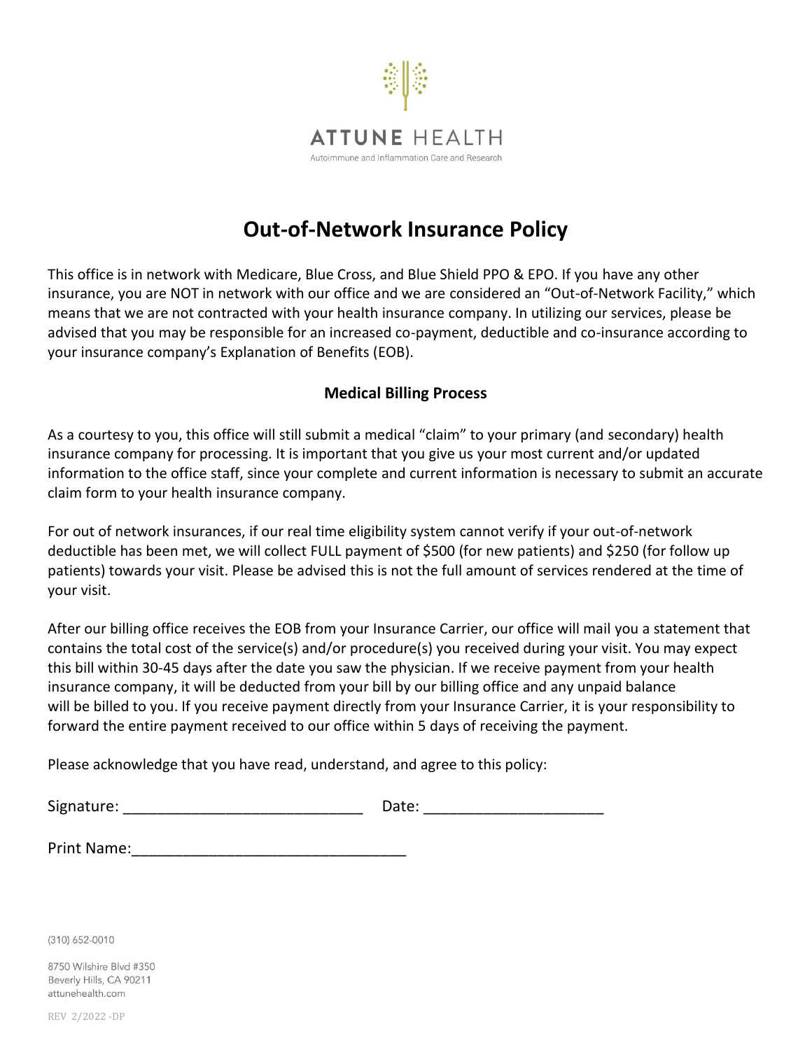ATTUNE HEALTH

Autoimmune and Inflammation Care and Research

# Out-of-Network Insurance Policy

This office is in network with Medicare, Blue Cross, and Blue Shield PPO & EPO. If you have any other insurance, you are NOT in network with our office and we are considered an "Out-of-Network Facility," which means that we are not contracted with your health insurance company. In utilizing our services, please be advised that you may be responsible for an increased co-payment, deductible and co-insurance according to your insurance company's Explanation of Benefits (EOB).

## Medical Billing Process

As a courtesy to you, this office will still submit a medical "claim" to your primary (and secondary) health insurance company for processing. It is important that you give us your most current and/or updated information to the office staff, since your complete and current information is necessary to submit an accurate claim form to your health insurance company.

For out of network insurances, if our real time eligibility system cannot verify if your out-of-network deductible has been met, we will collect FULL payment of $500 (for new patients) and $250 (for follow up patients) towards your visit. Please be advised this is not the full amount of services rendered at the time of your visit.

After our billing office receives the EOB from your Insurance Carrier, our office will mail you a statement that contains the total cost of the service(s) and/or procedure(s) you received during your visit. You may expect this bill within 30-45 days after the date you saw the physician. If we receive payment from your health insurance company, it will be deducted from your bill by our billing office and any unpaid balance will be billed to you. If you receive payment directly from your Insurance Carrier, it is your responsibility to forward the entire payment received to our office within 5 days of receiving the payment.

Please acknowledge that you have read, understand, and agree to this policy:

Signature: ____________________________ Date: _____________________

Print Name:________________________________

(310) 652-0010

8750 Wilshire Blvd #350
Beverly Hills, CA 90211
attunehealth.com

REV 2/2022 -DP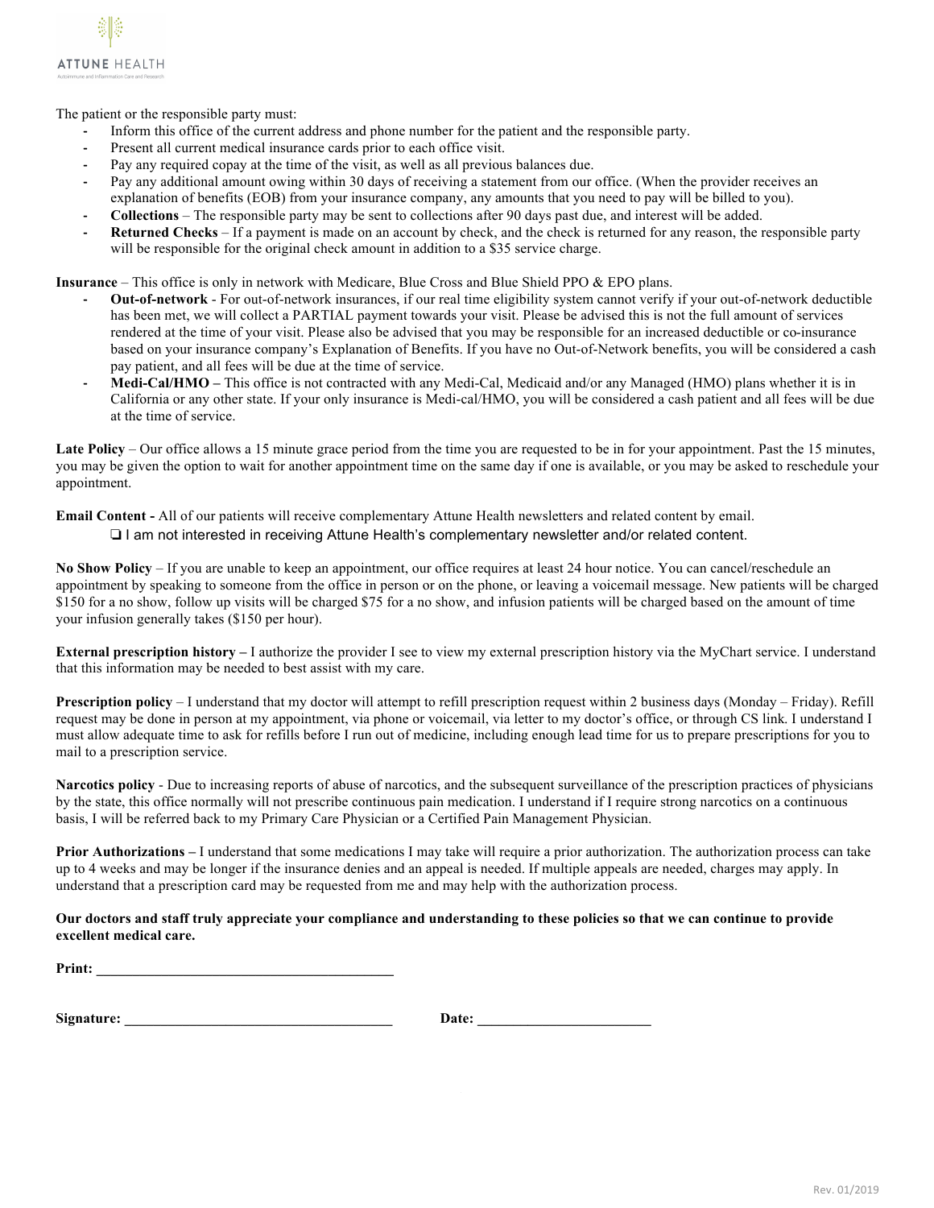ATTUNE HEALTH

Autoimmune and Inflammation Care and Research

The patient or the responsible party must:

- Inform this office of the current address and phone number for the patient and the responsible party.
- Present all current medical insurance cards prior to each office visit.
- Pay any required copay at the time of the visit, as well as all previous balances due.
- Pay any additional amount owing within 30 days of receiving a statement from our office. (When the provider receives an explanation of benefits (EOB) from your insurance company, any amounts that you need to pay will be billed to you).
- **Collections** – The responsible party may be sent to collections after 90 days past due, and interest will be added.
- **Returned Checks** – If a payment is made on an account by check, and the check is returned for any reason, the responsible party will be responsible for the original check amount in addition to a $35 service charge.

**Insurance** – This office is only in network with Medicare, Blue Cross and Blue Shield PPO & EPO plans.

- **Out-of-network** - For out-of-network insurances, if our real time eligibility system cannot verify if your out-of-network deductible has been met, we will collect a PARTIAL payment towards your visit. Please be advised this is not the full amount of services rendered at the time of your visit. Please also be advised that you may be responsible for an increased deductible or co-insurance based on your insurance company's Explanation of Benefits. If you have no Out-of-Network benefits, you will be considered a cash pay patient, and all fees will be due at the time of service.
- **Medi-Cal/HMO –** This office is not contracted with any Medi-Cal, Medicaid and/or any Managed (HMO) plans whether it is in California or any other state. If your only insurance is Medi-cal/HMO, you will be considered a cash patient and all fees will be due at the time of service.

**Late Policy** – Our office allows a 15 minute grace period from the time you are requested to be in for your appointment. Past the 15 minutes, you may be given the option to wait for another appointment time on the same day if one is available, or you may be asked to reschedule your appointment.

**Email Content -** All of our patients will receive complementary Attune Health newsletters and related content by email.

❏ I am not interested in receiving Attune Health's complementary newsletter and/or related content.

**No Show Policy** – If you are unable to keep an appointment, our office requires at least 24 hour notice. You can cancel/reschedule an appointment by speaking to someone from the office in person or on the phone, or leaving a voicemail message. New patients will be charged $150 for a no show, follow up visits will be charged $75 for a no show, and infusion patients will be charged based on the amount of time your infusion generally takes ($150 per hour).

**External prescription history –** I authorize the provider I see to view my external prescription history via the MyChart service. I understand that this information may be needed to best assist with my care.

**Prescription policy** – I understand that my doctor will attempt to refill prescription request within 2 business days (Monday – Friday). Refill request may be done in person at my appointment, via phone or voicemail, via letter to my doctor's office, or through CS link. I understand I must allow adequate time to ask for refills before I run out of medicine, including enough lead time for us to prepare prescriptions for you to mail to a prescription service.

**Narcotics policy** - Due to increasing reports of abuse of narcotics, and the subsequent surveillance of the prescription practices of physicians by the state, this office normally will not prescribe continuous pain medication. I understand if I require strong narcotics on a continuous basis, I will be referred back to my Primary Care Physician or a Certified Pain Management Physician.

**Prior Authorizations –** I understand that some medications I may take will require a prior authorization. The authorization process can take up to 4 weeks and may be longer if the insurance denies and an appeal is needed. If multiple appeals are needed, charges may apply. In understand that a prescription card may be requested from me and may help with the authorization process.

**Our doctors and staff truly appreciate your compliance and understanding to these policies so that we can continue to provide excellent medical care.**

**Print:** ________________________________________

**Signature:** ____________________________________ **Date:** ________________________

Rev. 01/2019